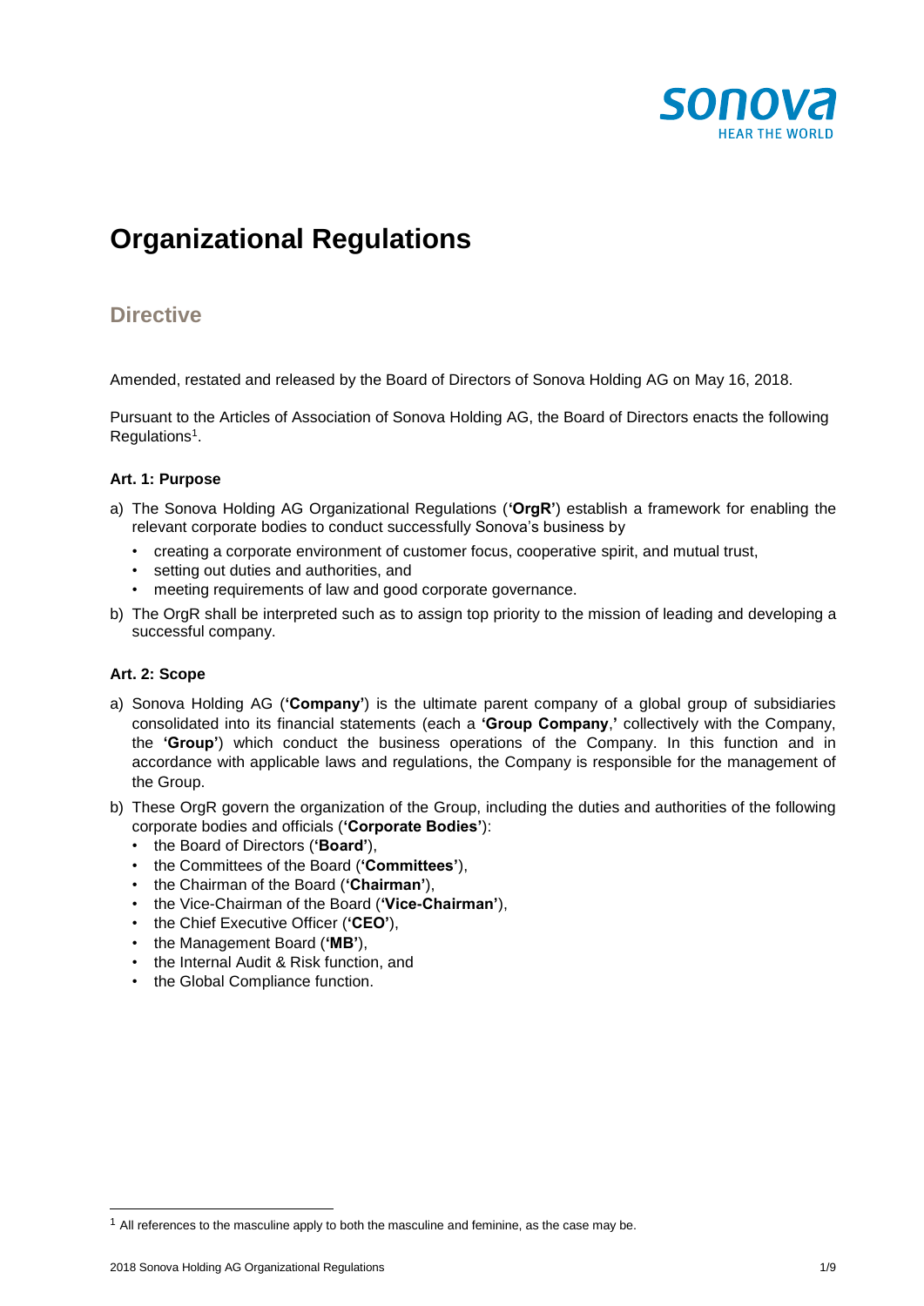# Organizational Regulations

## Directive

Amended, restated and released by the Board of Directors of Sonova Holding AG on May 16, 2018.

Pursuant to the Articles of Association of Sonova Holding AG, the Board of Directors enacts the following Regulations[1].

### Art. 1: Purpose

a) The Sonova Holding AG Organizational Regulations (**'OrgR'**) establish a framework for enabling the relevant corporate bodies to conduct successfully Sonova's business by
   - creating a corporate environment of customer focus, cooperative spirit, and mutual trust,
   - setting out duties and authorities, and
   - meeting requirements of law and good corporate governance.

b) The OrgR shall be interpreted such as to assign top priority to the mission of leading and developing a successful company.

### Art. 2: Scope

a) Sonova Holding AG (**'Company'**) is the ultimate parent company of a global group of subsidiaries consolidated into its financial statements (each a **'Group Company**,**'** collectively with the Company, the **'Group'**) which conduct the business operations of the Company. In this function and in accordance with applicable laws and regulations, the Company is responsible for the management of the Group.

b) These OrgR govern the organization of the Group, including the duties and authorities of the following corporate bodies and officials (**'Corporate Bodies'**):
   - the Board of Directors (**'Board'**),
   - the Committees of the Board (**'Committees'**),
   - the Chairman of the Board (**'Chairman'**),
   - the Vice-Chairman of the Board (**'Vice-Chairman'**),
   - the Chief Executive Officer (**'CEO'**),
   - the Management Board (**'MB'**),
   - the Internal Audit & Risk function, and
   - the Global Compliance function.

[1] All references to the masculine apply to both the masculine and feminine, as the case may be.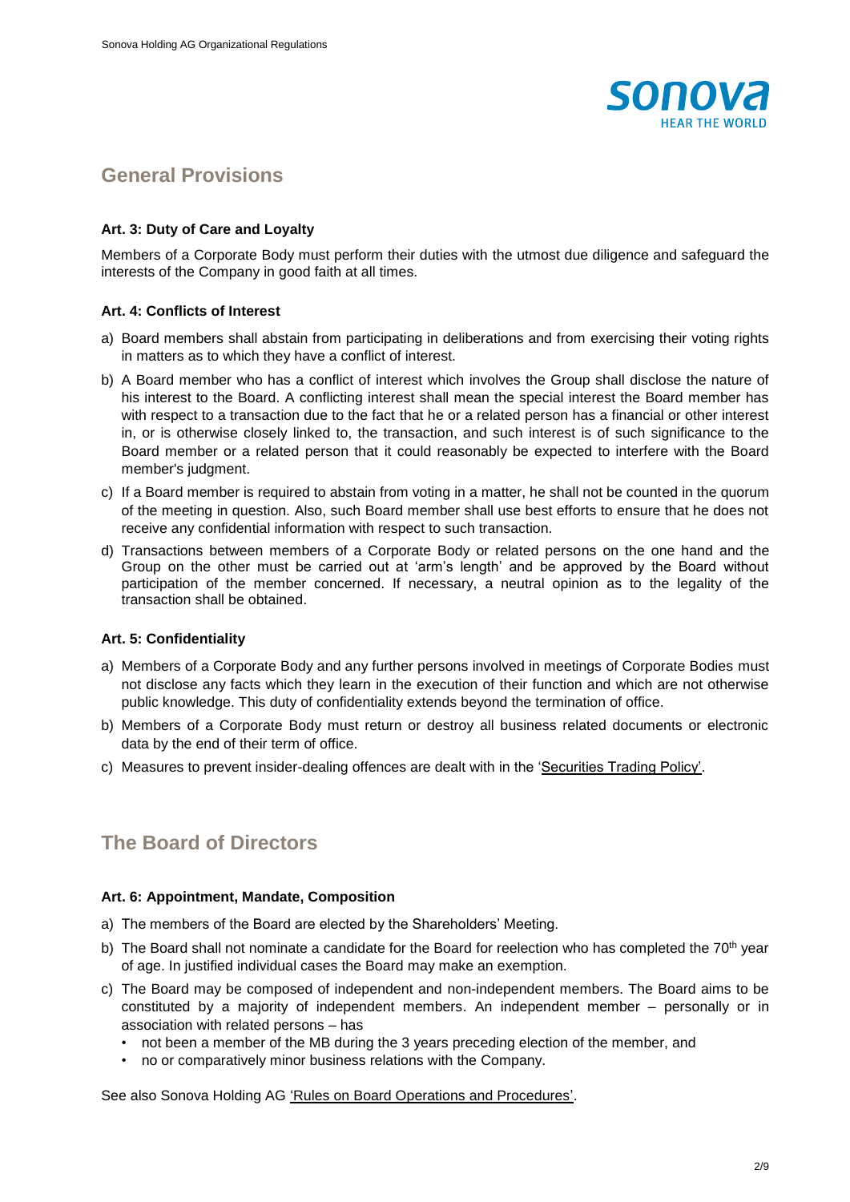## General Provisions

### Art. 3: Duty of Care and Loyalty

Members of a Corporate Body must perform their duties with the utmost due diligence and safeguard the interests of the Company in good faith at all times.

### Art. 4: Conflicts of Interest

a) Board members shall abstain from participating in deliberations and from exercising their voting rights in matters as to which they have a conflict of interest.

b) A Board member who has a conflict of interest which involves the Group shall disclose the nature of his interest to the Board. A conflicting interest shall mean the special interest the Board member has with respect to a transaction due to the fact that he or a related person has a financial or other interest in, or is otherwise closely linked to, the transaction, and such interest is of such significance to the Board member or a related person that it could reasonably be expected to interfere with the Board member's judgment.

c) If a Board member is required to abstain from voting in a matter, he shall not be counted in the quorum of the meeting in question. Also, such Board member shall use best efforts to ensure that he does not receive any confidential information with respect to such transaction.

d) Transactions between members of a Corporate Body or related persons on the one hand and the Group on the other must be carried out at 'arm's length' and be approved by the Board without participation of the member concerned. If necessary, a neutral opinion as to the legality of the transaction shall be obtained.

### Art. 5: Confidentiality

a) Members of a Corporate Body and any further persons involved in meetings of Corporate Bodies must not disclose any facts which they learn in the execution of their function and which are not otherwise public knowledge. This duty of confidentiality extends beyond the termination of office.

b) Members of a Corporate Body must return or destroy all business related documents or electronic data by the end of their term of office.

c) Measures to prevent insider-dealing offences are dealt with in the 'Securities Trading Policy'.

## The Board of Directors

### Art. 6: Appointment, Mandate, Composition

a) The members of the Board are elected by the Shareholders' Meeting.

b) The Board shall not nominate a candidate for the Board for reelection who has completed the 70th year of age. In justified individual cases the Board may make an exemption.

c) The Board may be composed of independent and non-independent members. The Board aims to be constituted by a majority of independent members. An independent member – personally or in association with related persons – has
   - not been a member of the MB during the 3 years preceding election of the member, and
   - no or comparatively minor business relations with the Company.

See also Sonova Holding AG 'Rules on Board Operations and Procedures'.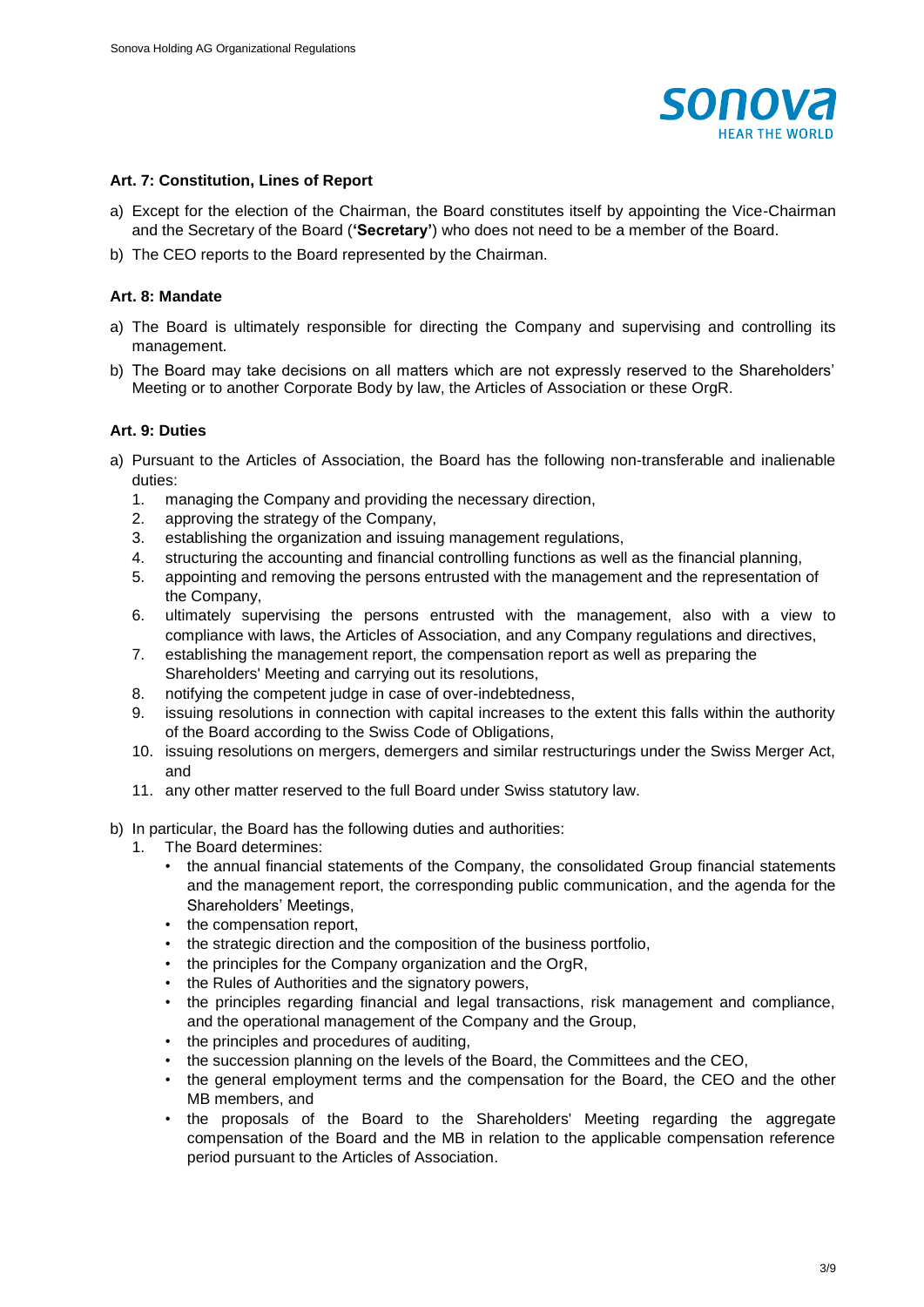### Art. 7: Constitution, Lines of Report

a) Except for the election of the Chairman, the Board constitutes itself by appointing the Vice-Chairman and the Secretary of the Board (**'Secretary'**) who does not need to be a member of the Board.

b) The CEO reports to the Board represented by the Chairman.

### Art. 8: Mandate

a) The Board is ultimately responsible for directing the Company and supervising and controlling its management.

b) The Board may take decisions on all matters which are not expressly reserved to the Shareholders' Meeting or to another Corporate Body by law, the Articles of Association or these OrgR.

### Art. 9: Duties

a) Pursuant to the Articles of Association, the Board has the following non-transferable and inalienable duties:
   1. managing the Company and providing the necessary direction,
   2. approving the strategy of the Company,
   3. establishing the organization and issuing management regulations,
   4. structuring the accounting and financial controlling functions as well as the financial planning,
   5. appointing and removing the persons entrusted with the management and the representation of the Company,
   6. ultimately supervising the persons entrusted with the management, also with a view to compliance with laws, the Articles of Association, and any Company regulations and directives,
   7. establishing the management report, the compensation report as well as preparing the Shareholders' Meeting and carrying out its resolutions,
   8. notifying the competent judge in case of over-indebtedness,
   9. issuing resolutions in connection with capital increases to the extent this falls within the authority of the Board according to the Swiss Code of Obligations,
   10. issuing resolutions on mergers, demergers and similar restructurings under the Swiss Merger Act, and
   11. any other matter reserved to the full Board under Swiss statutory law.

b) In particular, the Board has the following duties and authorities:
   1. The Board determines:
      - the annual financial statements of the Company, the consolidated Group financial statements and the management report, the corresponding public communication, and the agenda for the Shareholders' Meetings,
      - the compensation report,
      - the strategic direction and the composition of the business portfolio,
      - the principles for the Company organization and the OrgR,
      - the Rules of Authorities and the signatory powers,
      - the principles regarding financial and legal transactions, risk management and compliance, and the operational management of the Company and the Group,
      - the principles and procedures of auditing,
      - the succession planning on the levels of the Board, the Committees and the CEO,
      - the general employment terms and the compensation for the Board, the CEO and the other MB members, and
      - the proposals of the Board to the Shareholders' Meeting regarding the aggregate compensation of the Board and the MB in relation to the applicable compensation reference period pursuant to the Articles of Association.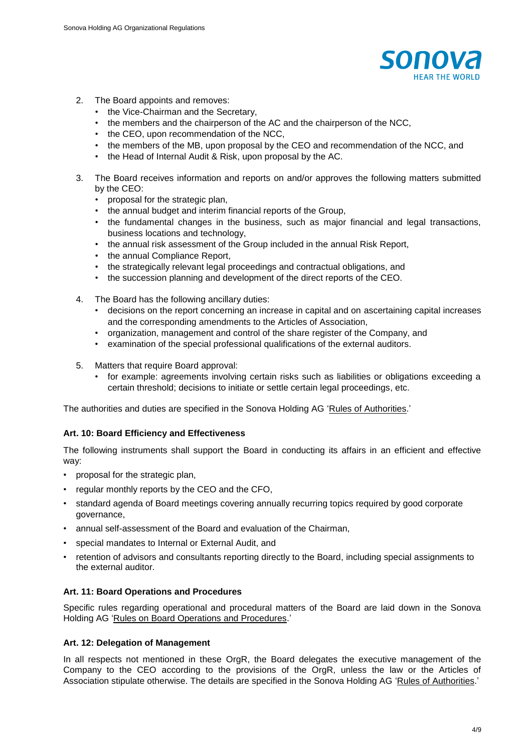2. The Board appoints and removes:
   - the Vice-Chairman and the Secretary,
   - the members and the chairperson of the AC and the chairperson of the NCC,
   - the CEO, upon recommendation of the NCC,
   - the members of the MB, upon proposal by the CEO and recommendation of the NCC, and
   - the Head of Internal Audit & Risk, upon proposal by the AC.

3. The Board receives information and reports on and/or approves the following matters submitted by the CEO:
   - proposal for the strategic plan,
   - the annual budget and interim financial reports of the Group,
   - the fundamental changes in the business, such as major financial and legal transactions, business locations and technology,
   - the annual risk assessment of the Group included in the annual Risk Report,
   - the annual Compliance Report,
   - the strategically relevant legal proceedings and contractual obligations, and
   - the succession planning and development of the direct reports of the CEO.

4. The Board has the following ancillary duties:
   - decisions on the report concerning an increase in capital and on ascertaining capital increases and the corresponding amendments to the Articles of Association,
   - organization, management and control of the share register of the Company, and
   - examination of the special professional qualifications of the external auditors.

5. Matters that require Board approval:
   - for example: agreements involving certain risks such as liabilities or obligations exceeding a certain threshold; decisions to initiate or settle certain legal proceedings, etc.

The authorities and duties are specified in the Sonova Holding AG 'Rules of Authorities.'

**Art. 10: Board Efficiency and Effectiveness**

The following instruments shall support the Board in conducting its affairs in an efficient and effective way:

- proposal for the strategic plan,
- regular monthly reports by the CEO and the CFO,
- standard agenda of Board meetings covering annually recurring topics required by good corporate governance,
- annual self-assessment of the Board and evaluation of the Chairman,
- special mandates to Internal or External Audit, and
- retention of advisors and consultants reporting directly to the Board, including special assignments to the external auditor.

**Art. 11: Board Operations and Procedures**

Specific rules regarding operational and procedural matters of the Board are laid down in the Sonova Holding AG 'Rules on Board Operations and Procedures.'

**Art. 12: Delegation of Management**

In all respects not mentioned in these OrgR, the Board delegates the executive management of the Company to the CEO according to the provisions of the OrgR, unless the law or the Articles of Association stipulate otherwise. The details are specified in the Sonova Holding AG 'Rules of Authorities.'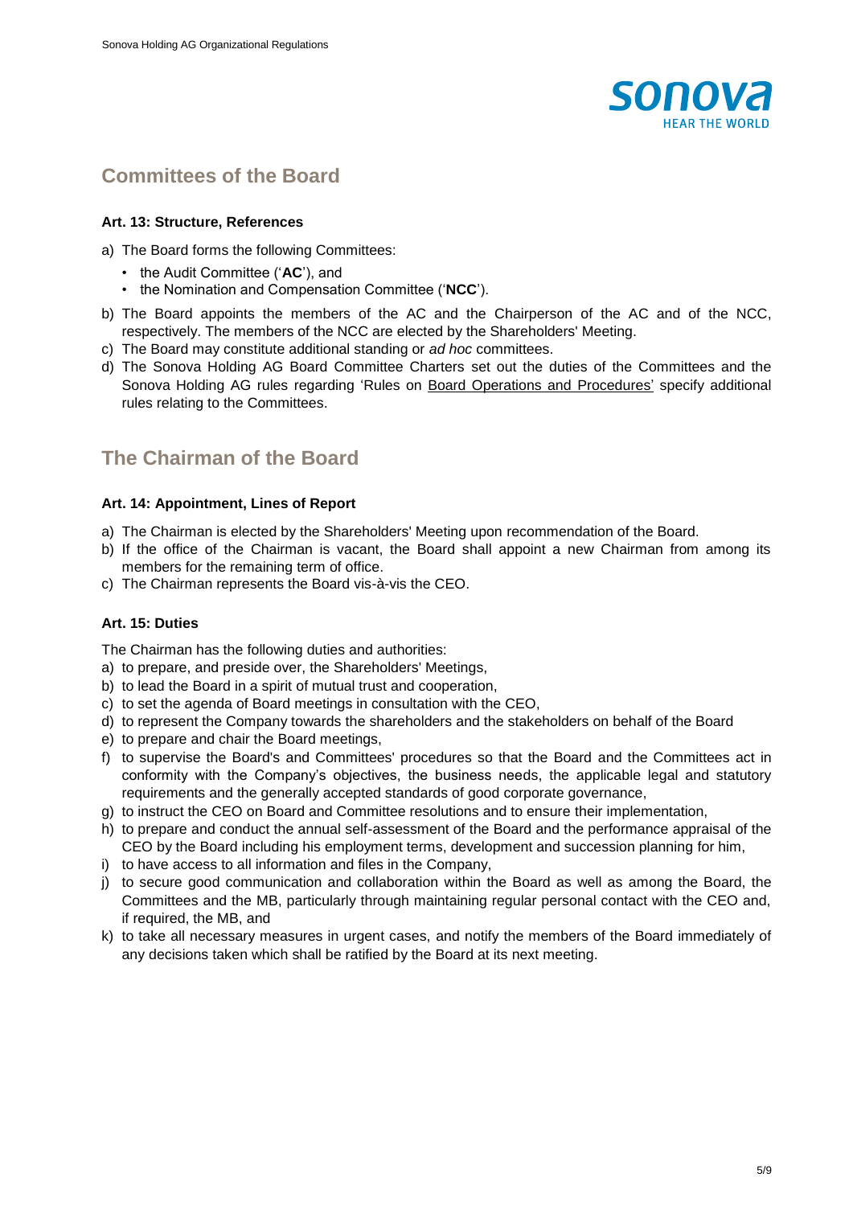## Committees of the Board

### Art. 13: Structure, References

a) The Board forms the following Committees:
   - the Audit Committee ('**AC**'), and
   - the Nomination and Compensation Committee ('**NCC**').

b) The Board appoints the members of the AC and the Chairperson of the AC and of the NCC, respectively. The members of the NCC are elected by the Shareholders' Meeting.

c) The Board may constitute additional standing or *ad hoc* committees.

d) The Sonova Holding AG Board Committee Charters set out the duties of the Committees and the Sonova Holding AG rules regarding 'Rules on Board Operations and Procedures' specify additional rules relating to the Committees.

## The Chairman of the Board

### Art. 14: Appointment, Lines of Report

a) The Chairman is elected by the Shareholders' Meeting upon recommendation of the Board.

b) If the office of the Chairman is vacant, the Board shall appoint a new Chairman from among its members for the remaining term of office.

c) The Chairman represents the Board vis-à-vis the CEO.

### Art. 15: Duties

The Chairman has the following duties and authorities:

a) to prepare, and preside over, the Shareholders' Meetings,

b) to lead the Board in a spirit of mutual trust and cooperation,

c) to set the agenda of Board meetings in consultation with the CEO,

d) to represent the Company towards the shareholders and the stakeholders on behalf of the Board

e) to prepare and chair the Board meetings,

f) to supervise the Board's and Committees' procedures so that the Board and the Committees act in conformity with the Company's objectives, the business needs, the applicable legal and statutory requirements and the generally accepted standards of good corporate governance,

g) to instruct the CEO on Board and Committee resolutions and to ensure their implementation,

h) to prepare and conduct the annual self-assessment of the Board and the performance appraisal of the CEO by the Board including his employment terms, development and succession planning for him,

i) to have access to all information and files in the Company,

j) to secure good communication and collaboration within the Board as well as among the Board, the Committees and the MB, particularly through maintaining regular personal contact with the CEO and, if required, the MB, and

k) to take all necessary measures in urgent cases, and notify the members of the Board immediately of any decisions taken which shall be ratified by the Board at its next meeting.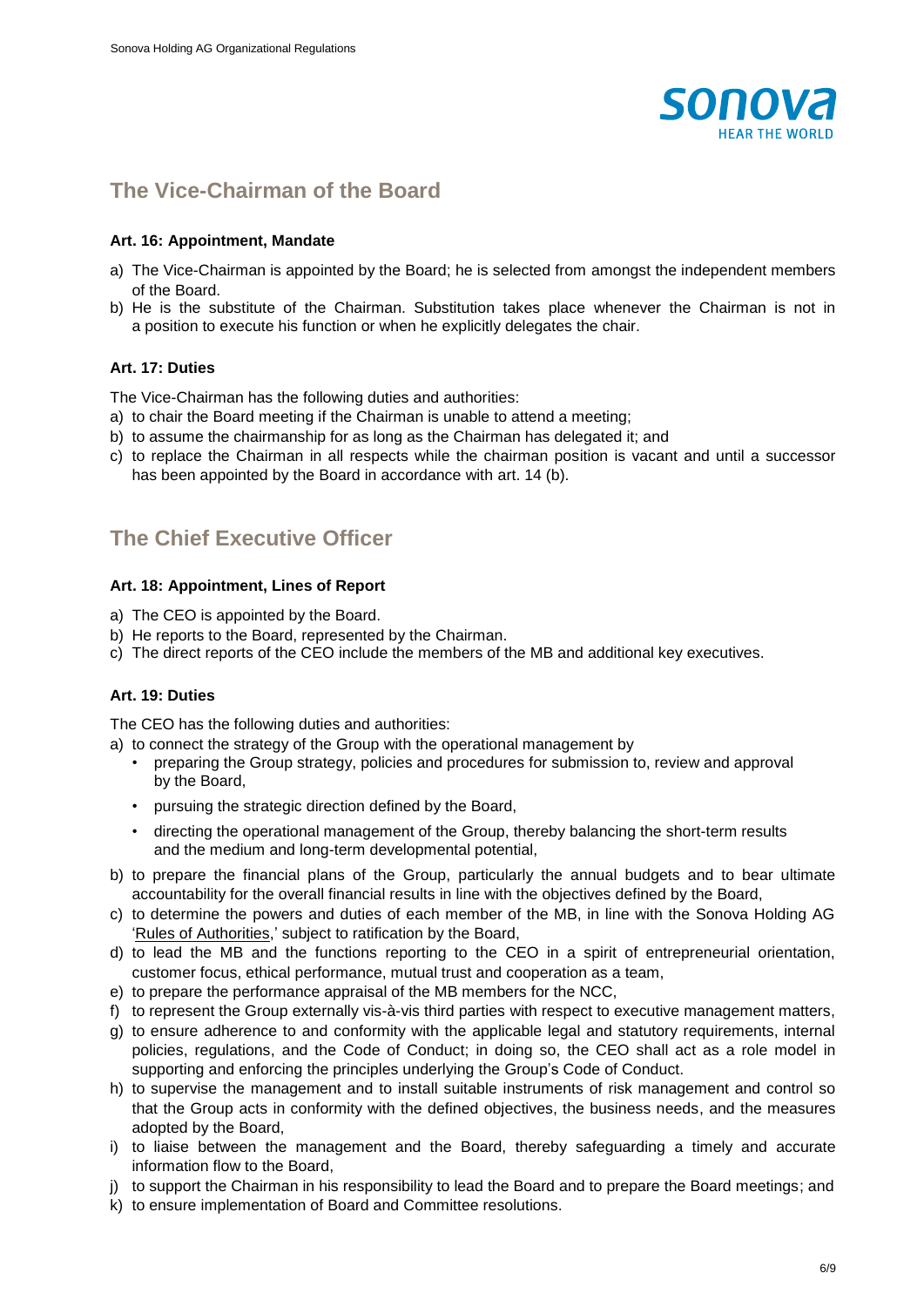## The Vice-Chairman of the Board

### Art. 16: Appointment, Mandate

a) The Vice-Chairman is appointed by the Board; he is selected from amongst the independent members of the Board.
b) He is the substitute of the Chairman. Substitution takes place whenever the Chairman is not in a position to execute his function or when he explicitly delegates the chair.

### Art. 17: Duties

The Vice-Chairman has the following duties and authorities:

a) to chair the Board meeting if the Chairman is unable to attend a meeting;
b) to assume the chairmanship for as long as the Chairman has delegated it; and
c) to replace the Chairman in all respects while the chairman position is vacant and until a successor has been appointed by the Board in accordance with art. 14 (b).

## The Chief Executive Officer

### Art. 18: Appointment, Lines of Report

a) The CEO is appointed by the Board.
b) He reports to the Board, represented by the Chairman.
c) The direct reports of the CEO include the members of the MB and additional key executives.

### Art. 19: Duties

The CEO has the following duties and authorities:

a) to connect the strategy of the Group with the operational management by
   - preparing the Group strategy, policies and procedures for submission to, review and approval by the Board,
   - pursuing the strategic direction defined by the Board,
   - directing the operational management of the Group, thereby balancing the short-term results and the medium and long-term developmental potential,
b) to prepare the financial plans of the Group, particularly the annual budgets and to bear ultimate accountability for the overall financial results in line with the objectives defined by the Board,
c) to determine the powers and duties of each member of the MB, in line with the Sonova Holding AG 'Rules of Authorities,' subject to ratification by the Board,
d) to lead the MB and the functions reporting to the CEO in a spirit of entrepreneurial orientation, customer focus, ethical performance, mutual trust and cooperation as a team,
e) to prepare the performance appraisal of the MB members for the NCC,
f) to represent the Group externally vis-à-vis third parties with respect to executive management matters,
g) to ensure adherence to and conformity with the applicable legal and statutory requirements, internal policies, regulations, and the Code of Conduct; in doing so, the CEO shall act as a role model in supporting and enforcing the principles underlying the Group's Code of Conduct.
h) to supervise the management and to install suitable instruments of risk management and control so that the Group acts in conformity with the defined objectives, the business needs, and the measures adopted by the Board,
i) to liaise between the management and the Board, thereby safeguarding a timely and accurate information flow to the Board,
j) to support the Chairman in his responsibility to lead the Board and to prepare the Board meetings; and
k) to ensure implementation of Board and Committee resolutions.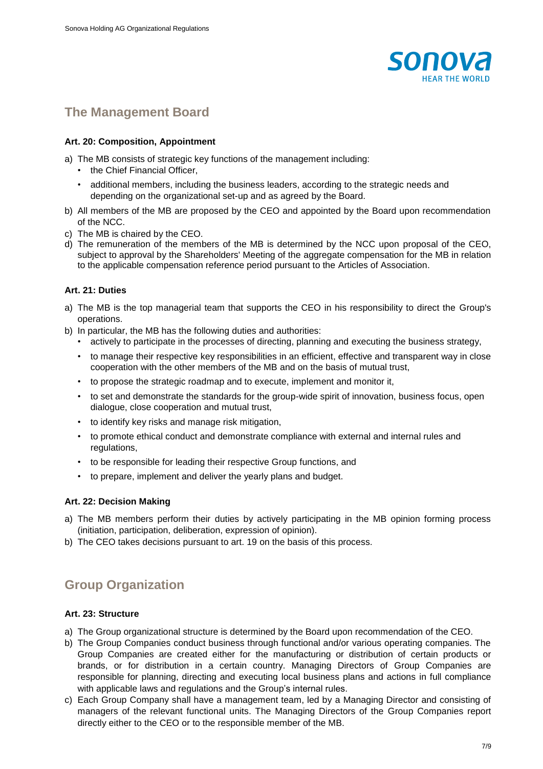## The Management Board

### Art. 20: Composition, Appointment

a) The MB consists of strategic key functions of the management including:
   - the Chief Financial Officer,
   - additional members, including the business leaders, according to the strategic needs and depending on the organizational set-up and as agreed by the Board.

b) All members of the MB are proposed by the CEO and appointed by the Board upon recommendation of the NCC.

c) The MB is chaired by the CEO.

d) The remuneration of the members of the MB is determined by the NCC upon proposal of the CEO, subject to approval by the Shareholders' Meeting of the aggregate compensation for the MB in relation to the applicable compensation reference period pursuant to the Articles of Association.

### Art. 21: Duties

a) The MB is the top managerial team that supports the CEO in his responsibility to direct the Group's operations.

b) In particular, the MB has the following duties and authorities:
   - actively to participate in the processes of directing, planning and executing the business strategy,
   - to manage their respective key responsibilities in an efficient, effective and transparent way in close cooperation with the other members of the MB and on the basis of mutual trust,
   - to propose the strategic roadmap and to execute, implement and monitor it,
   - to set and demonstrate the standards for the group-wide spirit of innovation, business focus, open dialogue, close cooperation and mutual trust,
   - to identify key risks and manage risk mitigation,
   - to promote ethical conduct and demonstrate compliance with external and internal rules and regulations,
   - to be responsible for leading their respective Group functions, and
   - to prepare, implement and deliver the yearly plans and budget.

### Art. 22: Decision Making

a) The MB members perform their duties by actively participating in the MB opinion forming process (initiation, participation, deliberation, expression of opinion).

b) The CEO takes decisions pursuant to art. 19 on the basis of this process.

## Group Organization

### Art. 23: Structure

a) The Group organizational structure is determined by the Board upon recommendation of the CEO.

b) The Group Companies conduct business through functional and/or various operating companies. The Group Companies are created either for the manufacturing or distribution of certain products or brands, or for distribution in a certain country. Managing Directors of Group Companies are responsible for planning, directing and executing local business plans and actions in full compliance with applicable laws and regulations and the Group's internal rules.

c) Each Group Company shall have a management team, led by a Managing Director and consisting of managers of the relevant functional units. The Managing Directors of the Group Companies report directly either to the CEO or to the responsible member of the MB.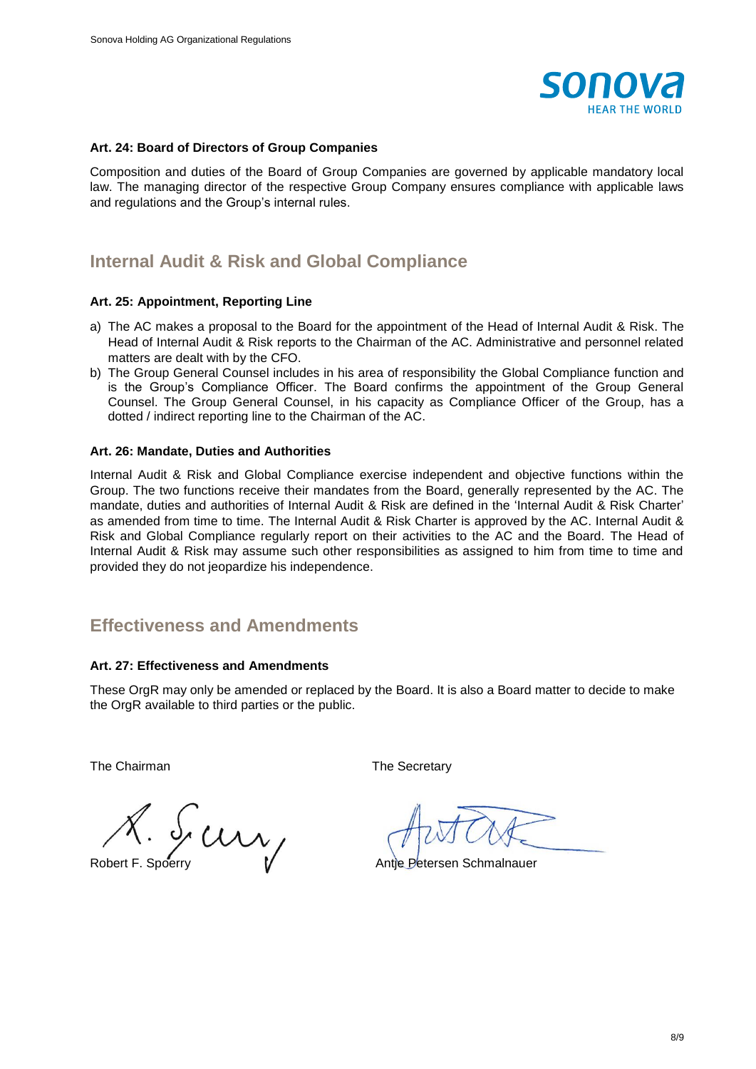### Art. 24: Board of Directors of Group Companies

Composition and duties of the Board of Group Companies are governed by applicable mandatory local law. The managing director of the respective Group Company ensures compliance with applicable laws and regulations and the Group's internal rules.

## Internal Audit & Risk and Global Compliance

### Art. 25: Appointment, Reporting Line

a) The AC makes a proposal to the Board for the appointment of the Head of Internal Audit & Risk. The Head of Internal Audit & Risk reports to the Chairman of the AC. Administrative and personnel related matters are dealt with by the CFO.
b) The Group General Counsel includes in his area of responsibility the Global Compliance function and is the Group's Compliance Officer. The Board confirms the appointment of the Group General Counsel. The Group General Counsel, in his capacity as Compliance Officer of the Group, has a dotted / indirect reporting line to the Chairman of the AC.

### Art. 26: Mandate, Duties and Authorities

Internal Audit & Risk and Global Compliance exercise independent and objective functions within the Group. The two functions receive their mandates from the Board, generally represented by the AC. The mandate, duties and authorities of Internal Audit & Risk are defined in the 'Internal Audit & Risk Charter' as amended from time to time. The Internal Audit & Risk Charter is approved by the AC. Internal Audit & Risk and Global Compliance regularly report on their activities to the AC and the Board. The Head of Internal Audit & Risk may assume such other responsibilities as assigned to him from time to time and provided they do not jeopardize his independence.

## Effectiveness and Amendments

### Art. 27: Effectiveness and Amendments

These OrgR may only be amended or replaced by the Board. It is also a Board matter to decide to make the OrgR available to third parties or the public.

The Chairman

Robert F. Spoerry

The Secretary

Antje Petersen Schmalnauer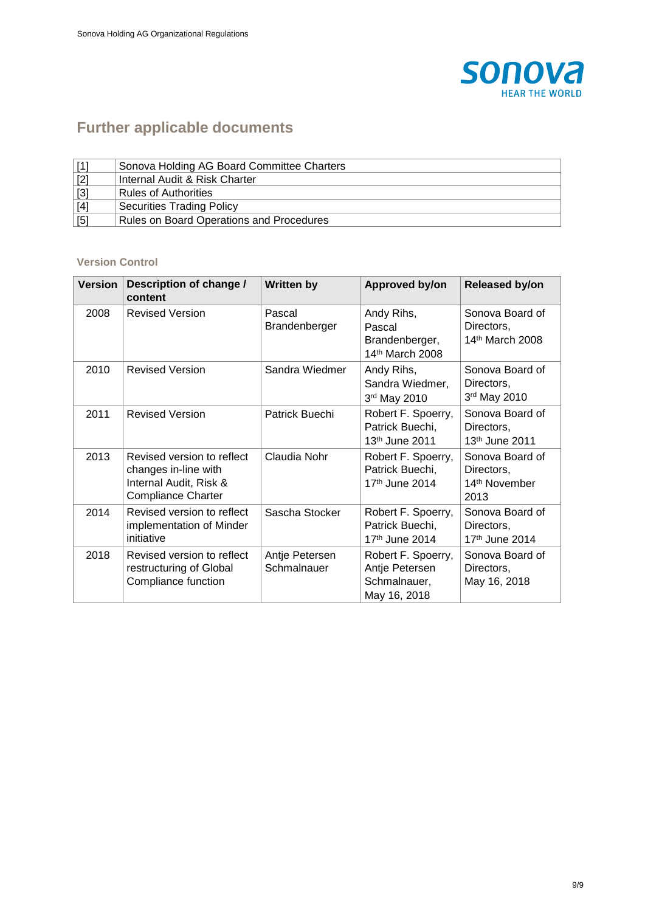## Further applicable documents

| | |
|---|---|
| [1] | Sonova Holding AG Board Committee Charters |
| [2] | Internal Audit & Risk Charter |
| [3] | Rules of Authorities |
| [4] | Securities Trading Policy |
| [5] | Rules on Board Operations and Procedures |

### Version Control

| Version | Description of change / content | Written by | Approved by/on | Released by/on |
|---|---|---|---|---|
| 2008 | Revised Version | Pascal Brandenberger | Andy Rihs, Pascal Brandenberger, 14th March 2008 | Sonova Board of Directors, 14th March 2008 |
| 2010 | Revised Version | Sandra Wiedmer | Andy Rihs, Sandra Wiedmer, 3rd May 2010 | Sonova Board of Directors, 3rd May 2010 |
| 2011 | Revised Version | Patrick Buechi | Robert F. Spoerry, Patrick Buechi, 13th June 2011 | Sonova Board of Directors, 13th June 2011 |
| 2013 | Revised version to reflect changes in-line with Internal Audit, Risk & Compliance Charter | Claudia Nohr | Robert F. Spoerry, Patrick Buechi, 17th June 2014 | Sonova Board of Directors, 14th November 2013 |
| 2014 | Revised version to reflect implementation of Minder initiative | Sascha Stocker | Robert F. Spoerry, Patrick Buechi, 17th June 2014 | Sonova Board of Directors, 17th June 2014 |
| 2018 | Revised version to reflect restructuring of Global Compliance function | Antje Petersen Schmalnauer | Robert F. Spoerry, Antje Petersen Schmalnauer, May 16, 2018 | Sonova Board of Directors, May 16, 2018 |